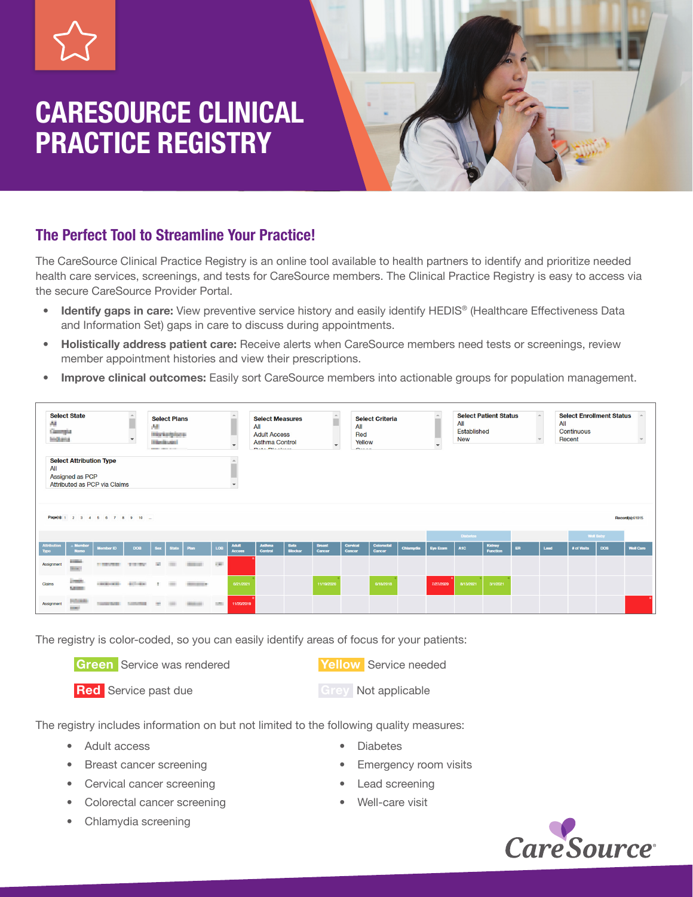# CARESOURCE CLINICAL PRACTICE REGISTRY

## The Perfect Tool to Streamline Your Practice!

The CareSource Clinical Practice Registry is an online tool available to health partners to identify and prioritize needed health care services, screenings, and tests for CareSource members. The Clinical Practice Registry is easy to access via the secure CareSource Provider Portal.

- **Identify gaps in care:** View preventive service history and easily identify HEDIS® (Healthcare Effectiveness Data and Information Set) gaps in care to discuss during appointments.
- **Holistically address patient care:** Receive alerts when CareSource members need tests or screenings, review member appointment histories and view their prescriptions.
- **Improve clinical outcomes:** Easily sort CareSource members into actionable groups for population management.

The registry is color-coded, so you can easily identify areas of focus for your patients:

- **Green** Service was rendered
- **Yellow** Service needed
- **Red** Service past due
- **Grey** Not applicable

The registry includes information on but not limited to the following quality measures:

- Adult access
- Breast cancer screening
- Cervical cancer screening
- Colorectal cancer screening
- Chlamydia screening
- Diabetes
- Emergency room visits
- Lead screening
- Well-care visit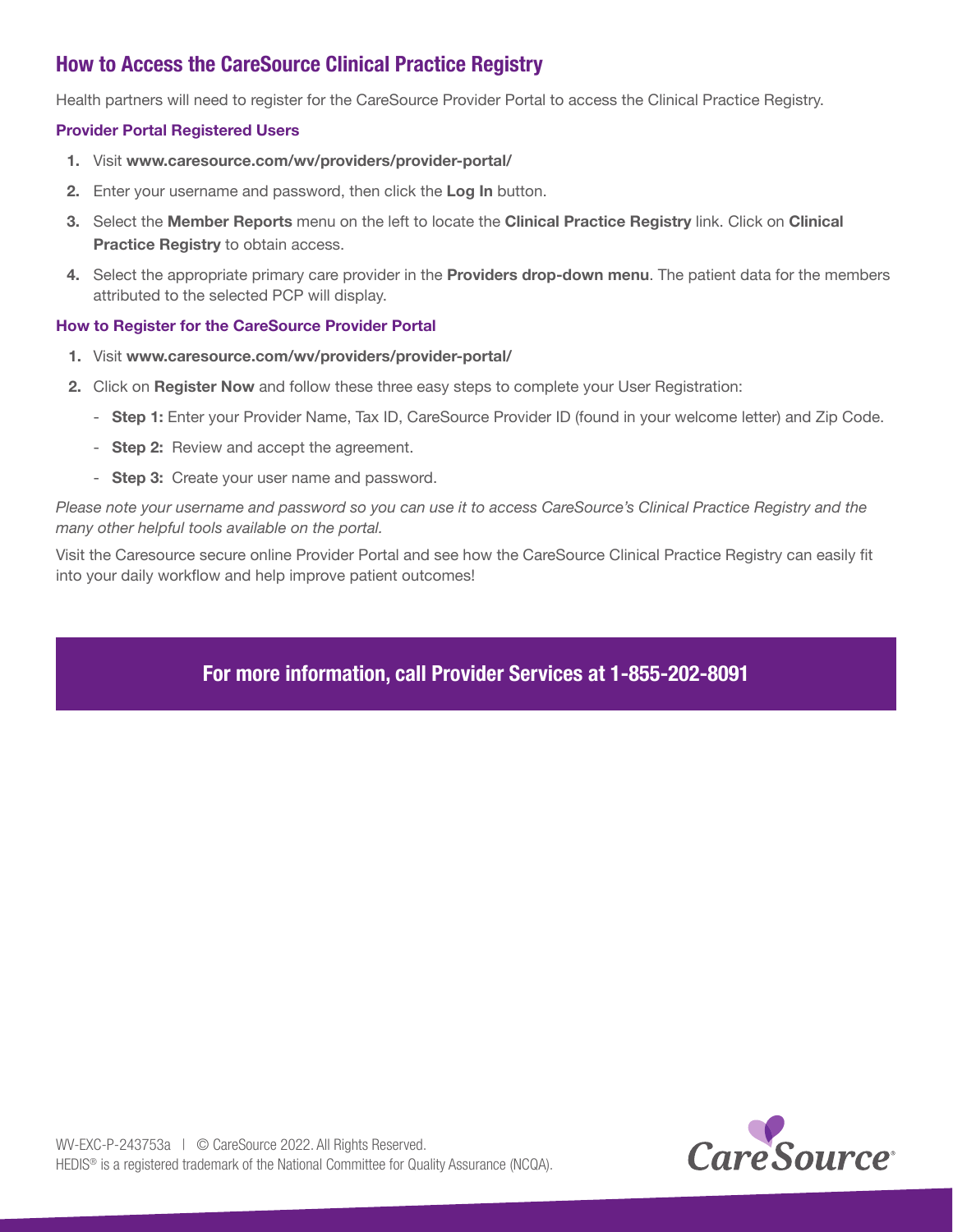## How to Access the CareSource Clinical Practice Registry

Health partners will need to register for the CareSource Provider Portal to access the Clinical Practice Registry.

### Provider Portal Registered Users

1. Visit **www.caresource.com/wv/providers/provider-portal/**
2. Enter your username and password, then click the **Log In** button.
3. Select the **Member Reports** menu on the left to locate the **Clinical Practice Registry** link. Click on **Clinical Practice Registry** to obtain access.
4. Select the appropriate primary care provider in the **Providers drop-down menu**. The patient data for the members attributed to the selected PCP will display.

### How to Register for the CareSource Provider Portal

1. Visit **www.caresource.com/wv/providers/provider-portal/**
2. Click on **Register Now** and follow these three easy steps to complete your User Registration:
   - **Step 1:** Enter your Provider Name, Tax ID, CareSource Provider ID (found in your welcome letter) and Zip Code.
   - **Step 2:** Review and accept the agreement.
   - **Step 3:** Create your user name and password.

*Please note your username and password so you can use it to access CareSource's Clinical Practice Registry and the many other helpful tools available on the portal.*

Visit the Caresource secure online Provider Portal and see how the CareSource Clinical Practice Registry can easily fit into your daily workflow and help improve patient outcomes!

**For more information, call Provider Services at 1-855-202-8091**

WV-EXC-P-243753a | © CareSource 2022. All Rights Reserved.
HEDIS® is a registered trademark of the National Committee for Quality Assurance (NCQA).

CareSource®